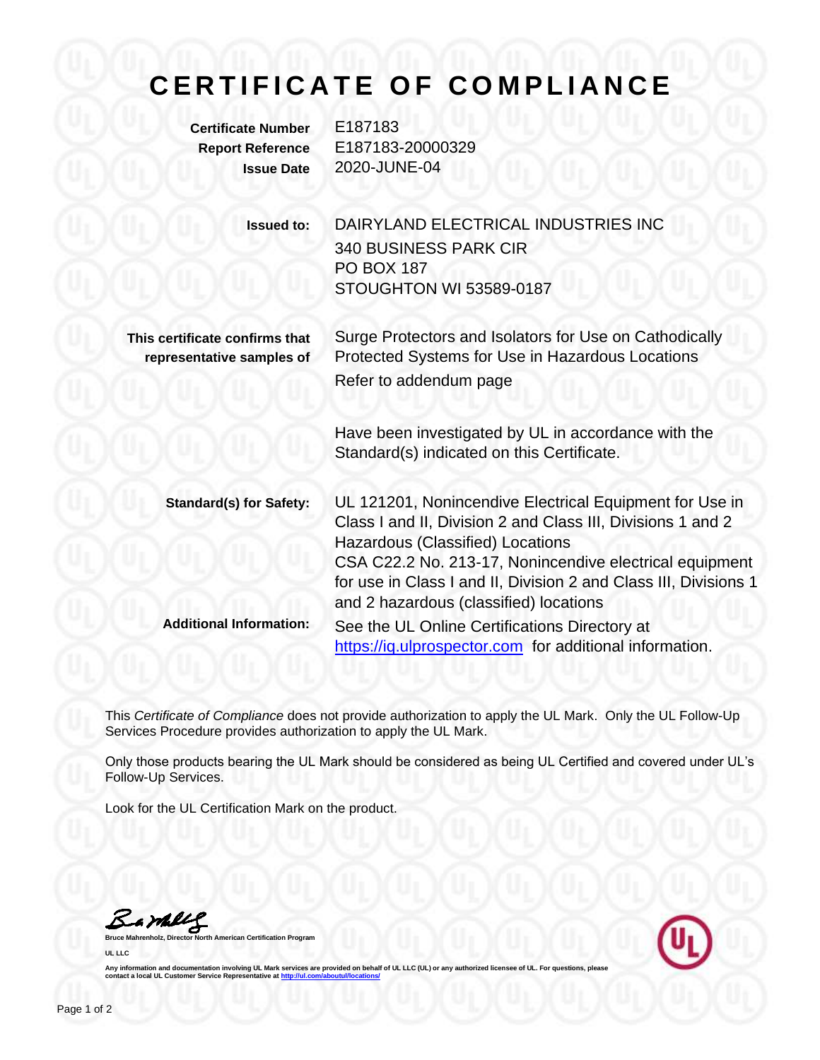# CERTIFICATE OF COMPLIANCE

**Certificate Number** E187183
**Report Reference** E187183-20000329
**Issue Date** 2020-JUNE-04

**Issued to:** DAIRYLAND ELECTRICAL INDUSTRIES INC
340 BUSINESS PARK CIR
PO BOX 187
STOUGHTON WI 53589-0187

**This certificate confirms that representative samples of**

Surge Protectors and Isolators for Use on Cathodically Protected Systems for Use in Hazardous Locations
Refer to addendum page

Have been investigated by UL in accordance with the Standard(s) indicated on this Certificate.

**Standard(s) for Safety:** UL 121201, Nonincendive Electrical Equipment for Use in Class I and II, Division 2 and Class III, Divisions 1 and 2 Hazardous (Classified) Locations
CSA C22.2 No. 213-17, Nonincendive electrical equipment for use in Class I and II, Division 2 and Class III, Divisions 1 and 2 hazardous (classified) locations

**Additional Information:** See the UL Online Certifications Directory at https://iq.ulprospector.com for additional information.

This *Certificate of Compliance* does not provide authorization to apply the UL Mark. Only the UL Follow-Up Services Procedure provides authorization to apply the UL Mark.

Only those products bearing the UL Mark should be considered as being UL Certified and covered under UL's Follow-Up Services.

Look for the UL Certification Mark on the product.

Bruce Mahrenholz, Director North American Certification Program
UL LLC

Any information and documentation involving UL Mark services are provided on behalf of UL LLC (UL) or any authorized licensee of UL. For questions, please contact a local UL Customer Service Representative at http://ul.com/aboutul/locations/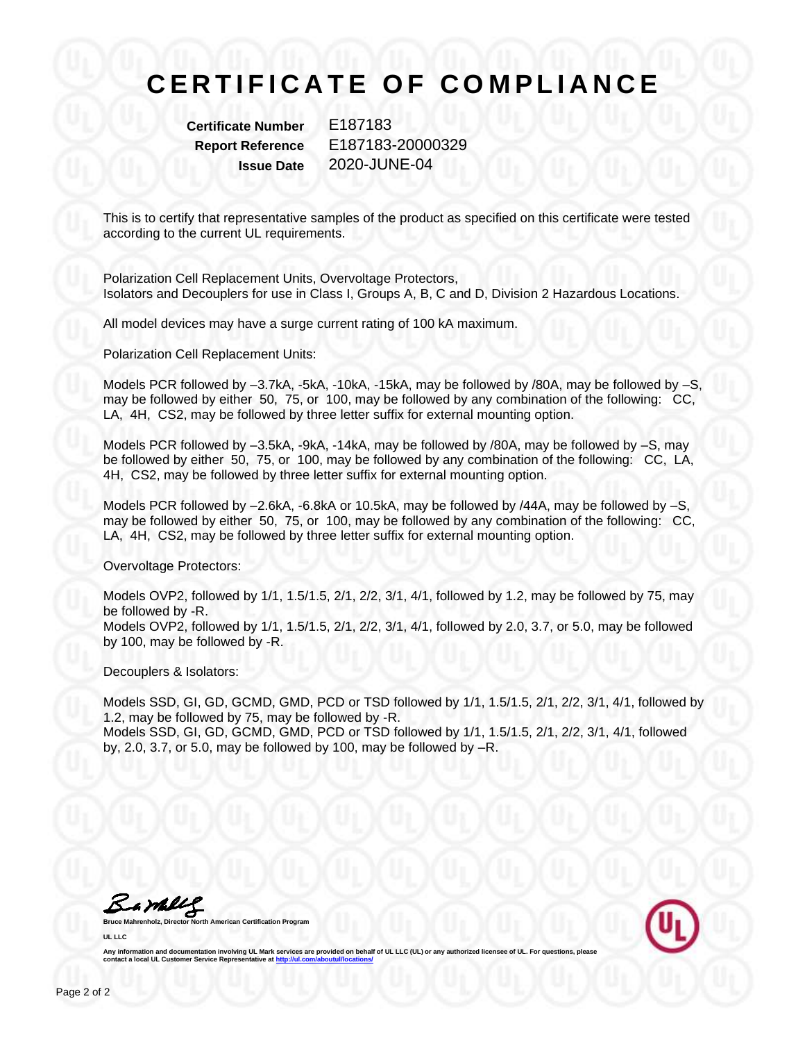# CERTIFICATE OF COMPLIANCE

**Certificate Number** E187183
**Report Reference** E187183-20000329
**Issue Date** 2020-JUNE-04

This is to certify that representative samples of the product as specified on this certificate were tested according to the current UL requirements.

Polarization Cell Replacement Units, Overvoltage Protectors,
Isolators and Decouplers for use in Class I, Groups A, B, C and D, Division 2 Hazardous Locations.

All model devices may have a surge current rating of 100 kA maximum.

Polarization Cell Replacement Units:

Models PCR followed by –3.7kA, -5kA, -10kA, -15kA, may be followed by /80A, may be followed by –S, may be followed by either 50, 75, or 100, may be followed by any combination of the following: CC, LA, 4H, CS2, may be followed by three letter suffix for external mounting option.

Models PCR followed by –3.5kA, -9kA, -14kA, may be followed by /80A, may be followed by –S, may be followed by either 50, 75, or 100, may be followed by any combination of the following: CC, LA, 4H, CS2, may be followed by three letter suffix for external mounting option.

Models PCR followed by –2.6kA, -6.8kA or 10.5kA, may be followed by /44A, may be followed by –S, may be followed by either 50, 75, or 100, may be followed by any combination of the following: CC, LA, 4H, CS2, may be followed by three letter suffix for external mounting option.

Overvoltage Protectors:

Models OVP2, followed by 1/1, 1.5/1.5, 2/1, 2/2, 3/1, 4/1, followed by 1.2, may be followed by 75, may be followed by -R.
Models OVP2, followed by 1/1, 1.5/1.5, 2/1, 2/2, 3/1, 4/1, followed by 2.0, 3.7, or 5.0, may be followed by 100, may be followed by -R.

Decouplers & Isolators:

Models SSD, GI, GD, GCMD, GMD, PCD or TSD followed by 1/1, 1.5/1.5, 2/1, 2/2, 3/1, 4/1, followed by 1.2, may be followed by 75, may be followed by -R.
Models SSD, GI, GD, GCMD, GMD, PCD or TSD followed by 1/1, 1.5/1.5, 2/1, 2/2, 3/1, 4/1, followed by, 2.0, 3.7, or 5.0, may be followed by 100, may be followed by –R.

**Bruce Mahrenholz, Director North American Certification Program**

**UL LLC**

**Any information and documentation involving UL Mark services are provided on behalf of UL LLC (UL) or any authorized licensee of UL. For questions, please contact a local UL Customer Service Representative at http://ul.com/aboutul/locations/**